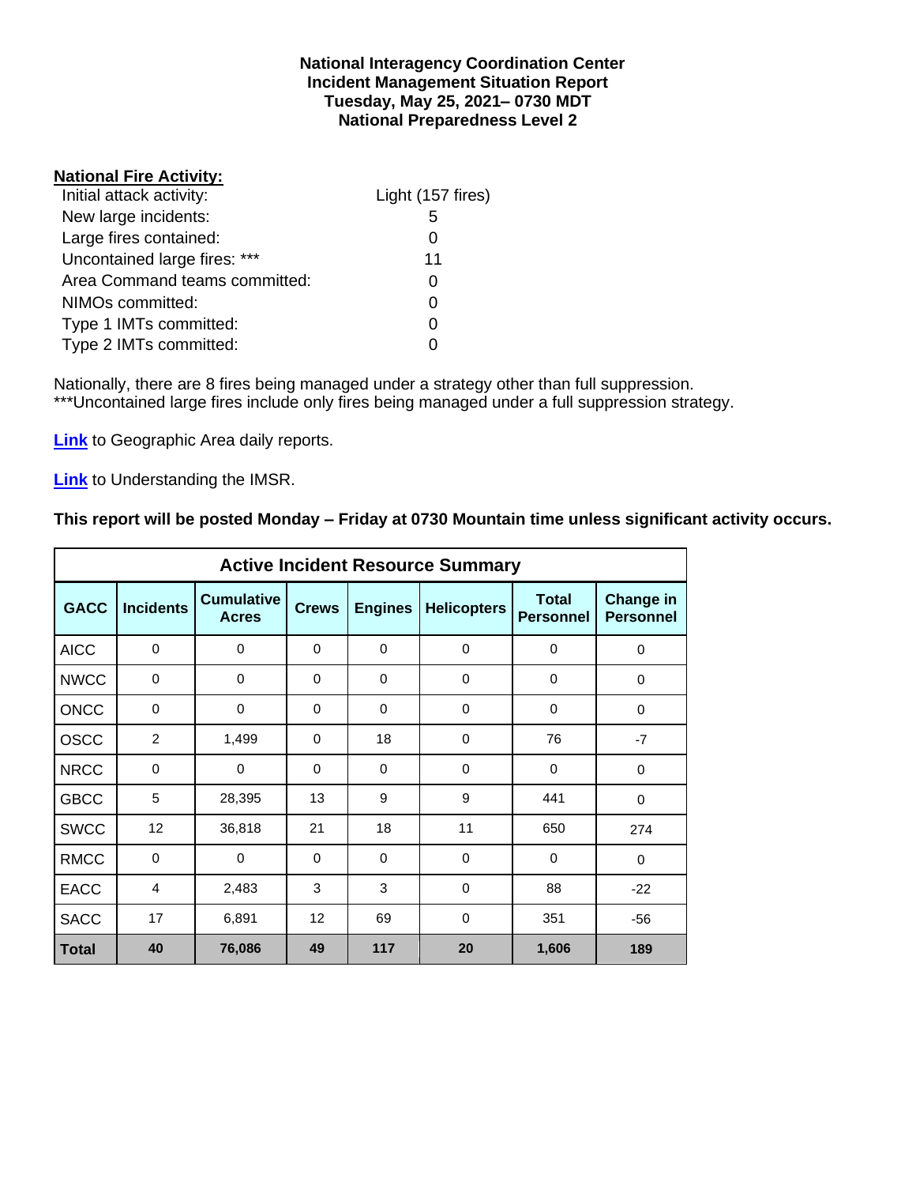**National Interagency Coordination Center**
**Incident Management Situation Report**
**Tuesday, May 25, 2021– 0730 MDT**
**National Preparedness Level 2**

**National Fire Activity:**

| | |
|---|---|
| Initial attack activity: | Light (157 fires) |
| New large incidents: | 5 |
| Large fires contained: | 0 |
| Uncontained large fires: *** | 11 |
| Area Command teams committed: | 0 |
| NIMOs committed: | 0 |
| Type 1 IMTs committed: | 0 |
| Type 2 IMTs committed: | 0 |

Nationally, there are 8 fires being managed under a strategy other than full suppression.
***Uncontained large fires include only fires being managed under a full suppression strategy.

**Link** to Geographic Area daily reports.

**Link** to Understanding the IMSR.

**This report will be posted Monday – Friday at 0730 Mountain time unless significant activity occurs.**

**Active Incident Resource Summary**

| GACC | Incidents | Cumulative Acres | Crews | Engines | Helicopters | Total Personnel | Change in Personnel |
|---|---|---|---|---|---|---|---|
| AICC | 0 | 0 | 0 | 0 | 0 | 0 | 0 |
| NWCC | 0 | 0 | 0 | 0 | 0 | 0 | 0 |
| ONCC | 0 | 0 | 0 | 0 | 0 | 0 | 0 |
| OSCC | 2 | 1,499 | 0 | 18 | 0 | 76 | -7 |
| NRCC | 0 | 0 | 0 | 0 | 0 | 0 | 0 |
| GBCC | 5 | 28,395 | 13 | 9 | 9 | 441 | 0 |
| SWCC | 12 | 36,818 | 21 | 18 | 11 | 650 | 274 |
| RMCC | 0 | 0 | 0 | 0 | 0 | 0 | 0 |
| EACC | 4 | 2,483 | 3 | 3 | 0 | 88 | -22 |
| SACC | 17 | 6,891 | 12 | 69 | 0 | 351 | -56 |
| **Total** | **40** | **76,086** | **49** | **117** | **20** | **1,606** | **189** |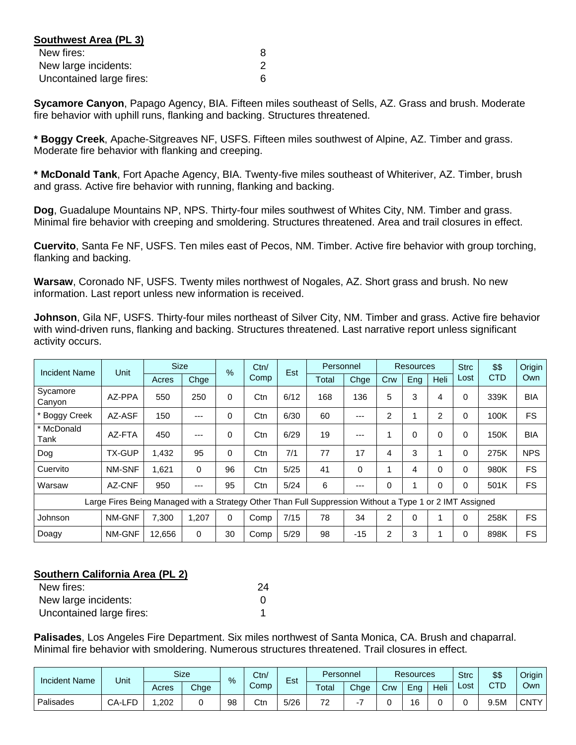**Southwest Area (PL 3)**

| | |
|---|---|
| New fires: | 8 |
| New large incidents: | 2 |
| Uncontained large fires: | 6 |

**Sycamore Canyon**, Papago Agency, BIA. Fifteen miles southeast of Sells, AZ. Grass and brush. Moderate fire behavior with uphill runs, flanking and backing. Structures threatened.

**\* Boggy Creek**, Apache-Sitgreaves NF, USFS. Fifteen miles southwest of Alpine, AZ. Timber and grass. Moderate fire behavior with flanking and creeping.

**\* McDonald Tank**, Fort Apache Agency, BIA. Twenty-five miles southeast of Whiteriver, AZ. Timber, brush and grass. Active fire behavior with running, flanking and backing.

**Dog**, Guadalupe Mountains NP, NPS. Thirty-four miles southwest of Whites City, NM. Timber and grass. Minimal fire behavior with creeping and smoldering. Structures threatened. Area and trail closures in effect.

**Cuervito**, Santa Fe NF, USFS. Ten miles east of Pecos, NM. Timber. Active fire behavior with group torching, flanking and backing.

**Warsaw**, Coronado NF, USFS. Twenty miles northwest of Nogales, AZ. Short grass and brush. No new information. Last report unless new information is received.

**Johnson**, Gila NF, USFS. Thirty-four miles northeast of Silver City, NM. Timber and grass. Active fire behavior with wind-driven runs, flanking and backing. Structures threatened. Last narrative report unless significant activity occurs.

| Incident Name | Unit | Size | | % | Ctn/ Comp | Est | Personnel | | Resources | | | Strc Lost | $$ CTD | Origin Own |
|---|---|---|---|---|---|---|---|---|---|---|---|---|---|---|
| | | Acres | Chge | | | | Total | Chge | Crw | Eng | Heli | | | |
| Sycamore Canyon | AZ-PPA | 550 | 250 | 0 | Ctn | 6/12 | 168 | 136 | 5 | 3 | 4 | 0 | 339K | BIA |
| * Boggy Creek | AZ-ASF | 150 | --- | 0 | Ctn | 6/30 | 60 | --- | 2 | 1 | 2 | 0 | 100K | FS |
| * McDonald Tank | AZ-FTA | 450 | --- | 0 | Ctn | 6/29 | 19 | --- | 1 | 0 | 0 | 0 | 150K | BIA |
| Dog | TX-GUP | 1,432 | 95 | 0 | Ctn | 7/1 | 77 | 17 | 4 | 3 | 1 | 0 | 275K | NPS |
| Cuervito | NM-SNF | 1,621 | 0 | 96 | Ctn | 5/25 | 41 | 0 | 1 | 4 | 0 | 0 | 980K | FS |
| Warsaw | AZ-CNF | 950 | --- | 95 | Ctn | 5/24 | 6 | --- | 0 | 1 | 0 | 0 | 501K | FS |
| Large Fires Being Managed with a Strategy Other Than Full Suppression Without a Type 1 or 2 IMT Assigned | | | | | | | | | | | | | | |
| Johnson | NM-GNF | 7,300 | 1,207 | 0 | Comp | 7/15 | 78 | 34 | 2 | 0 | 1 | 0 | 258K | FS |
| Doagy | NM-GNF | 12,656 | 0 | 30 | Comp | 5/29 | 98 | -15 | 2 | 3 | 1 | 0 | 898K | FS |

**Southern California Area (PL 2)**

| | |
|---|---|
| New fires: | 24 |
| New large incidents: | 0 |
| Uncontained large fires: | 1 |

**Palisades**, Los Angeles Fire Department. Six miles northwest of Santa Monica, CA. Brush and chaparral. Minimal fire behavior with smoldering. Numerous structures threatened. Trail closures in effect.

| Incident Name | Unit | Size | | % | Ctn/ Comp | Est | Personnel | | Resources | | | Strc Lost | $$ CTD | Origin Own |
|---|---|---|---|---|---|---|---|---|---|---|---|---|---|---|
| | | Acres | Chge | | | | Total | Chge | Crw | Eng | Heli | | | |
| Palisades | CA-LFD | 1,202 | 0 | 98 | Ctn | 5/26 | 72 | -7 | 0 | 16 | 0 | 0 | 9.5M | CNTY |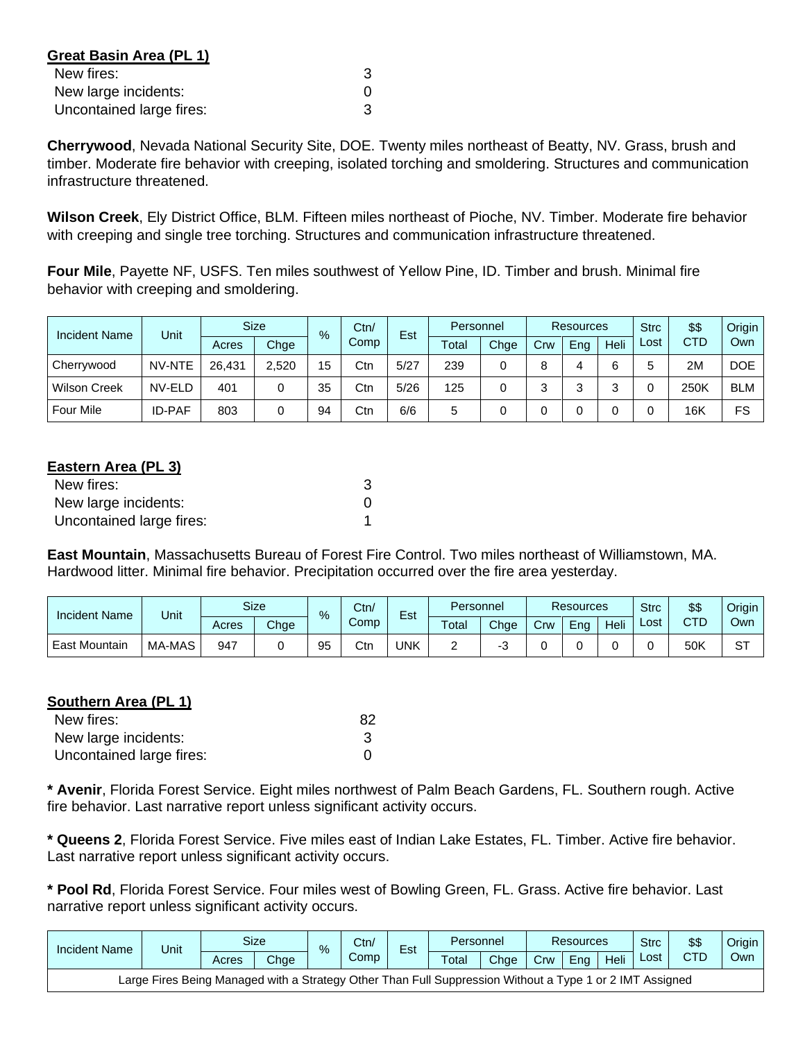**Great Basin Area (PL 1)**

New fires: 3
New large incidents: 0
Uncontained large fires: 3

**Cherrywood**, Nevada National Security Site, DOE. Twenty miles northeast of Beatty, NV. Grass, brush and timber. Moderate fire behavior with creeping, isolated torching and smoldering. Structures and communication infrastructure threatened.

**Wilson Creek**, Ely District Office, BLM. Fifteen miles northeast of Pioche, NV. Timber. Moderate fire behavior with creeping and single tree torching. Structures and communication infrastructure threatened.

**Four Mile**, Payette NF, USFS. Ten miles southwest of Yellow Pine, ID. Timber and brush. Minimal fire behavior with creeping and smoldering.

| Incident Name | Unit | Size | | % | Ctn/ Comp | Est | Personnel | | Resources | | | Strc Lost | $$ CTD | Origin Own |
|---|---|---|---|---|---|---|---|---|---|---|---|---|---|---|
| | | Acres | Chge | | | | Total | Chge | Crw | Eng | Heli | | | |
| Cherrywood | NV-NTE | 26,431 | 2,520 | 15 | Ctn | 5/27 | 239 | 0 | 8 | 4 | 6 | 5 | 2M | DOE |
| Wilson Creek | NV-ELD | 401 | 0 | 35 | Ctn | 5/26 | 125 | 0 | 3 | 3 | 3 | 0 | 250K | BLM |
| Four Mile | ID-PAF | 803 | 0 | 94 | Ctn | 6/6 | 5 | 0 | 0 | 0 | 0 | 0 | 16K | FS |

**Eastern Area (PL 3)**

New fires: 3
New large incidents: 0
Uncontained large fires: 1

**East Mountain**, Massachusetts Bureau of Forest Fire Control. Two miles northeast of Williamstown, MA. Hardwood litter. Minimal fire behavior. Precipitation occurred over the fire area yesterday.

| Incident Name | Unit | Size | | % | Ctn/ Comp | Est | Personnel | | Resources | | | Strc Lost | $$ CTD | Origin Own |
|---|---|---|---|---|---|---|---|---|---|---|---|---|---|---|
| | | Acres | Chge | | | | Total | Chge | Crw | Eng | Heli | | | |
| East Mountain | MA-MAS | 947 | 0 | 95 | Ctn | UNK | 2 | -3 | 0 | 0 | 0 | 0 | 50K | ST |

**Southern Area (PL 1)**

New fires: 82
New large incidents: 3
Uncontained large fires: 0

**\* Avenir**, Florida Forest Service. Eight miles northwest of Palm Beach Gardens, FL. Southern rough. Active fire behavior. Last narrative report unless significant activity occurs.

**\* Queens 2**, Florida Forest Service. Five miles east of Indian Lake Estates, FL. Timber. Active fire behavior. Last narrative report unless significant activity occurs.

**\* Pool Rd**, Florida Forest Service. Four miles west of Bowling Green, FL. Grass. Active fire behavior. Last narrative report unless significant activity occurs.

| Incident Name | Unit | Size | | % | Ctn/ Comp | Est | Personnel | | Resources | | | Strc Lost | $$ CTD | Origin Own |
|---|---|---|---|---|---|---|---|---|---|---|---|---|---|---|
| | | Acres | Chge | | | | Total | Chge | Crw | Eng | Heli | | | |
| Large Fires Being Managed with a Strategy Other Than Full Suppression Without a Type 1 or 2 IMT Assigned | | | | | | | | | | | | | | |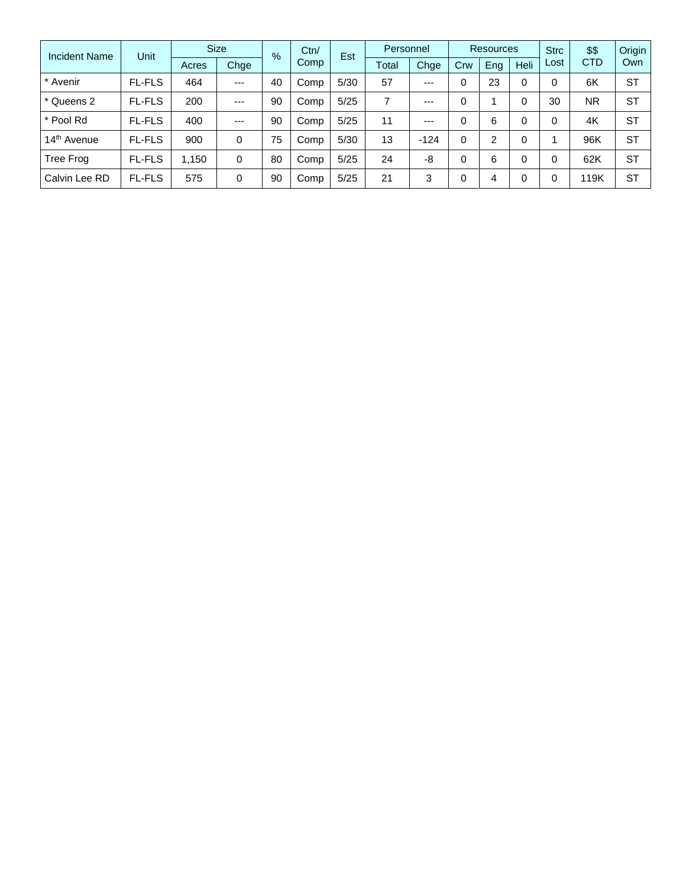| Incident Name | Unit | Size | | % | Ctn/ Comp | Est | Personnel | | Resources | | | Strc Lost | $$ CTD | Origin Own |
|---|---|---|---|---|---|---|---|---|---|---|---|---|---|---|
| | | Acres | Chge | | | | Total | Chge | Crw | Eng | Heli | | | |
| * Avenir | FL-FLS | 464 | --- | 40 | Comp | 5/30 | 57 | --- | 0 | 23 | 0 | 0 | 6K | ST |
| * Queens 2 | FL-FLS | 200 | --- | 90 | Comp | 5/25 | 7 | --- | 0 | 1 | 0 | 30 | NR | ST |
| * Pool Rd | FL-FLS | 400 | --- | 90 | Comp | 5/25 | 11 | --- | 0 | 6 | 0 | 0 | 4K | ST |
| 14th Avenue | FL-FLS | 900 | 0 | 75 | Comp | 5/30 | 13 | -124 | 0 | 2 | 0 | 1 | 96K | ST |
| Tree Frog | FL-FLS | 1,150 | 0 | 80 | Comp | 5/25 | 24 | -8 | 0 | 6 | 0 | 0 | 62K | ST |
| Calvin Lee RD | FL-FLS | 575 | 0 | 90 | Comp | 5/25 | 21 | 3 | 0 | 4 | 0 | 0 | 119K | ST |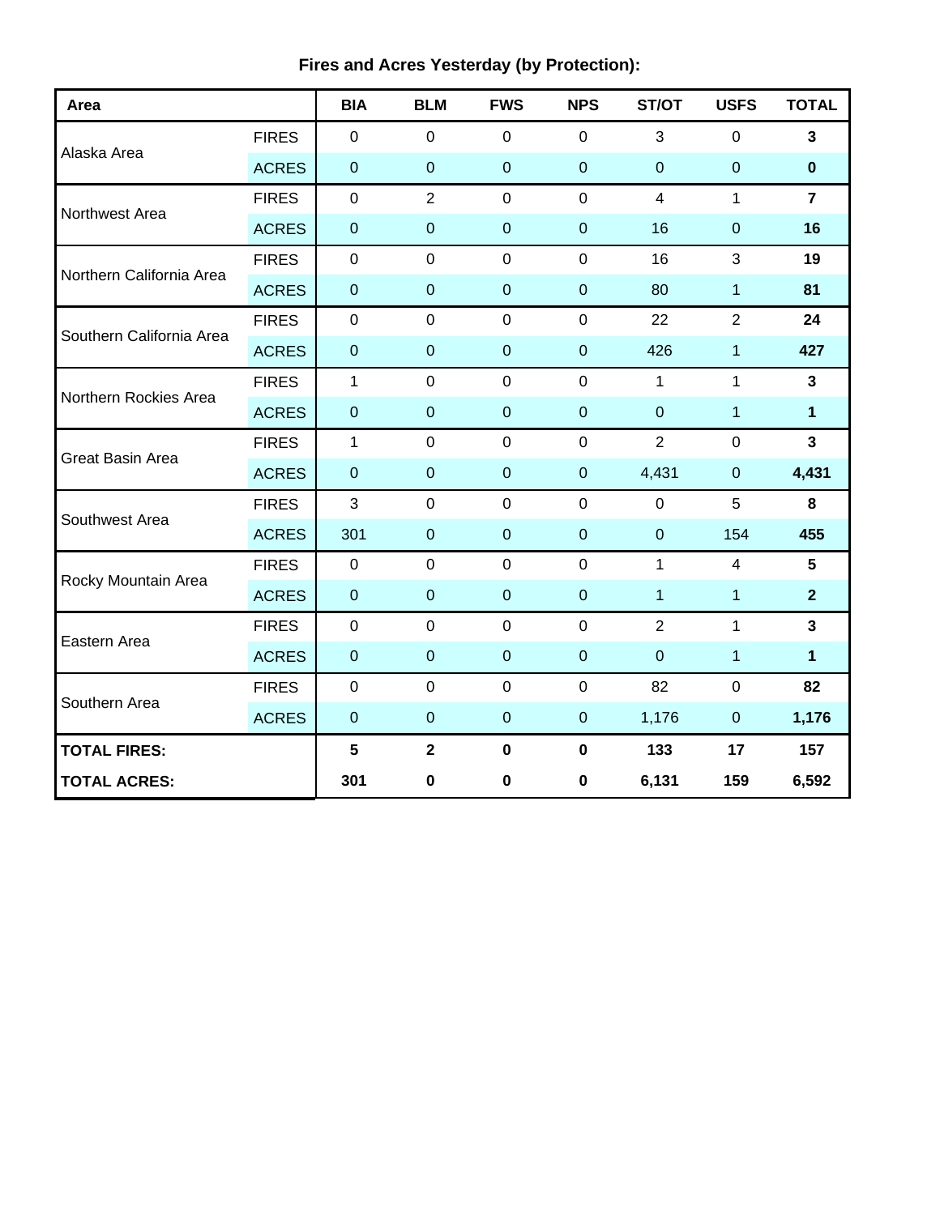**Fires and Acres Yesterday (by Protection):**

| Area | | BIA | BLM | FWS | NPS | ST/OT | USFS | TOTAL |
|---|---|---|---|---|---|---|---|---|
| Alaska Area | FIRES | 0 | 0 | 0 | 0 | 3 | 0 | **3** |
| | ACRES | 0 | 0 | 0 | 0 | 0 | 0 | **0** |
| Northwest Area | FIRES | 0 | 2 | 0 | 0 | 4 | 1 | **7** |
| | ACRES | 0 | 0 | 0 | 0 | 16 | 0 | **16** |
| Northern California Area | FIRES | 0 | 0 | 0 | 0 | 16 | 3 | **19** |
| | ACRES | 0 | 0 | 0 | 0 | 80 | 1 | **81** |
| Southern California Area | FIRES | 0 | 0 | 0 | 0 | 22 | 2 | **24** |
| | ACRES | 0 | 0 | 0 | 0 | 426 | 1 | **427** |
| Northern Rockies Area | FIRES | 1 | 0 | 0 | 0 | 1 | 1 | **3** |
| | ACRES | 0 | 0 | 0 | 0 | 0 | 1 | **1** |
| Great Basin Area | FIRES | 1 | 0 | 0 | 0 | 2 | 0 | **3** |
| | ACRES | 0 | 0 | 0 | 0 | 4,431 | 0 | **4,431** |
| Southwest Area | FIRES | 3 | 0 | 0 | 0 | 0 | 5 | **8** |
| | ACRES | 301 | 0 | 0 | 0 | 0 | 154 | **455** |
| Rocky Mountain Area | FIRES | 0 | 0 | 0 | 0 | 1 | 4 | **5** |
| | ACRES | 0 | 0 | 0 | 0 | 1 | 1 | **2** |
| Eastern Area | FIRES | 0 | 0 | 0 | 0 | 2 | 1 | **3** |
| | ACRES | 0 | 0 | 0 | 0 | 0 | 1 | **1** |
| Southern Area | FIRES | 0 | 0 | 0 | 0 | 82 | 0 | **82** |
| | ACRES | 0 | 0 | 0 | 0 | 1,176 | 0 | **1,176** |
| **TOTAL FIRES:** | | **5** | **2** | **0** | **0** | **133** | **17** | **157** |
| **TOTAL ACRES:** | | **301** | **0** | **0** | **0** | **6,131** | **159** | **6,592** |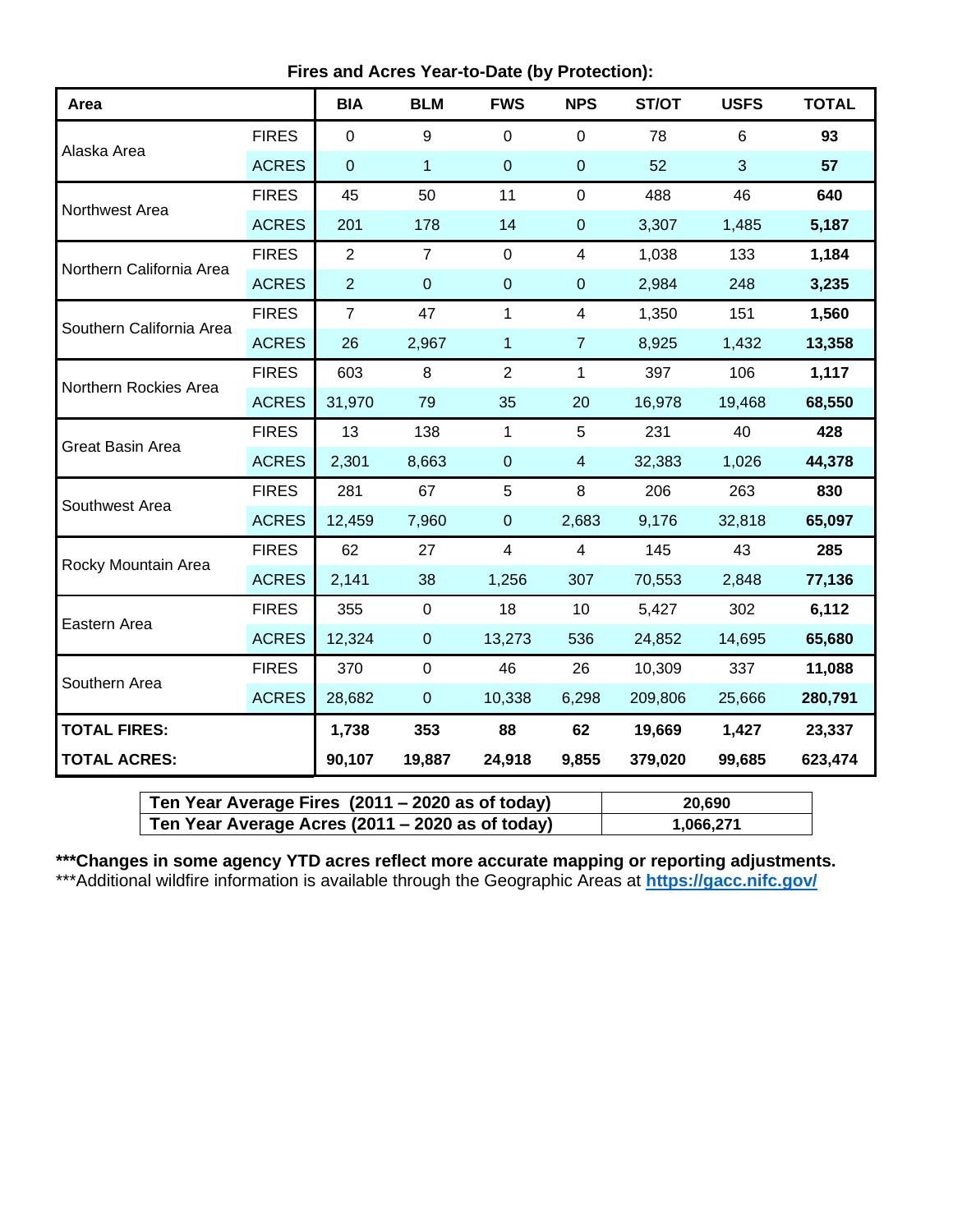**Fires and Acres Year-to-Date (by Protection):**

| Area | | BIA | BLM | FWS | NPS | ST/OT | USFS | TOTAL |
|---|---|---|---|---|---|---|---|---|
| Alaska Area | FIRES | 0 | 9 | 0 | 0 | 78 | 6 | **93** |
| | ACRES | 0 | 1 | 0 | 0 | 52 | 3 | **57** |
| Northwest Area | FIRES | 45 | 50 | 11 | 0 | 488 | 46 | **640** |
| | ACRES | 201 | 178 | 14 | 0 | 3,307 | 1,485 | **5,187** |
| Northern California Area | FIRES | 2 | 7 | 0 | 4 | 1,038 | 133 | **1,184** |
| | ACRES | 2 | 0 | 0 | 0 | 2,984 | 248 | **3,235** |
| Southern California Area | FIRES | 7 | 47 | 1 | 4 | 1,350 | 151 | **1,560** |
| | ACRES | 26 | 2,967 | 1 | 7 | 8,925 | 1,432 | **13,358** |
| Northern Rockies Area | FIRES | 603 | 8 | 2 | 1 | 397 | 106 | **1,117** |
| | ACRES | 31,970 | 79 | 35 | 20 | 16,978 | 19,468 | **68,550** |
| Great Basin Area | FIRES | 13 | 138 | 1 | 5 | 231 | 40 | **428** |
| | ACRES | 2,301 | 8,663 | 0 | 4 | 32,383 | 1,026 | **44,378** |
| Southwest Area | FIRES | 281 | 67 | 5 | 8 | 206 | 263 | **830** |
| | ACRES | 12,459 | 7,960 | 0 | 2,683 | 9,176 | 32,818 | **65,097** |
| Rocky Mountain Area | FIRES | 62 | 27 | 4 | 4 | 145 | 43 | **285** |
| | ACRES | 2,141 | 38 | 1,256 | 307 | 70,553 | 2,848 | **77,136** |
| Eastern Area | FIRES | 355 | 0 | 18 | 10 | 5,427 | 302 | **6,112** |
| | ACRES | 12,324 | 0 | 13,273 | 536 | 24,852 | 14,695 | **65,680** |
| Southern Area | FIRES | 370 | 0 | 46 | 26 | 10,309 | 337 | **11,088** |
| | ACRES | 28,682 | 0 | 10,338 | 6,298 | 209,806 | 25,666 | **280,791** |
| **TOTAL FIRES:** | | **1,738** | **353** | **88** | **62** | **19,669** | **1,427** | **23,337** |
| **TOTAL ACRES:** | | **90,107** | **19,887** | **24,918** | **9,855** | **379,020** | **99,685** | **623,474** |

| | |
|---|---|
| **Ten Year Average Fires (2011 – 2020 as of today)** | **20,690** |
| **Ten Year Average Acres (2011 – 2020 as of today)** | **1,066,271** |

**\*\*\*Changes in some agency YTD acres reflect more accurate mapping or reporting adjustments.**

\*\*\*Additional wildfire information is available through the Geographic Areas at **https://gacc.nifc.gov/**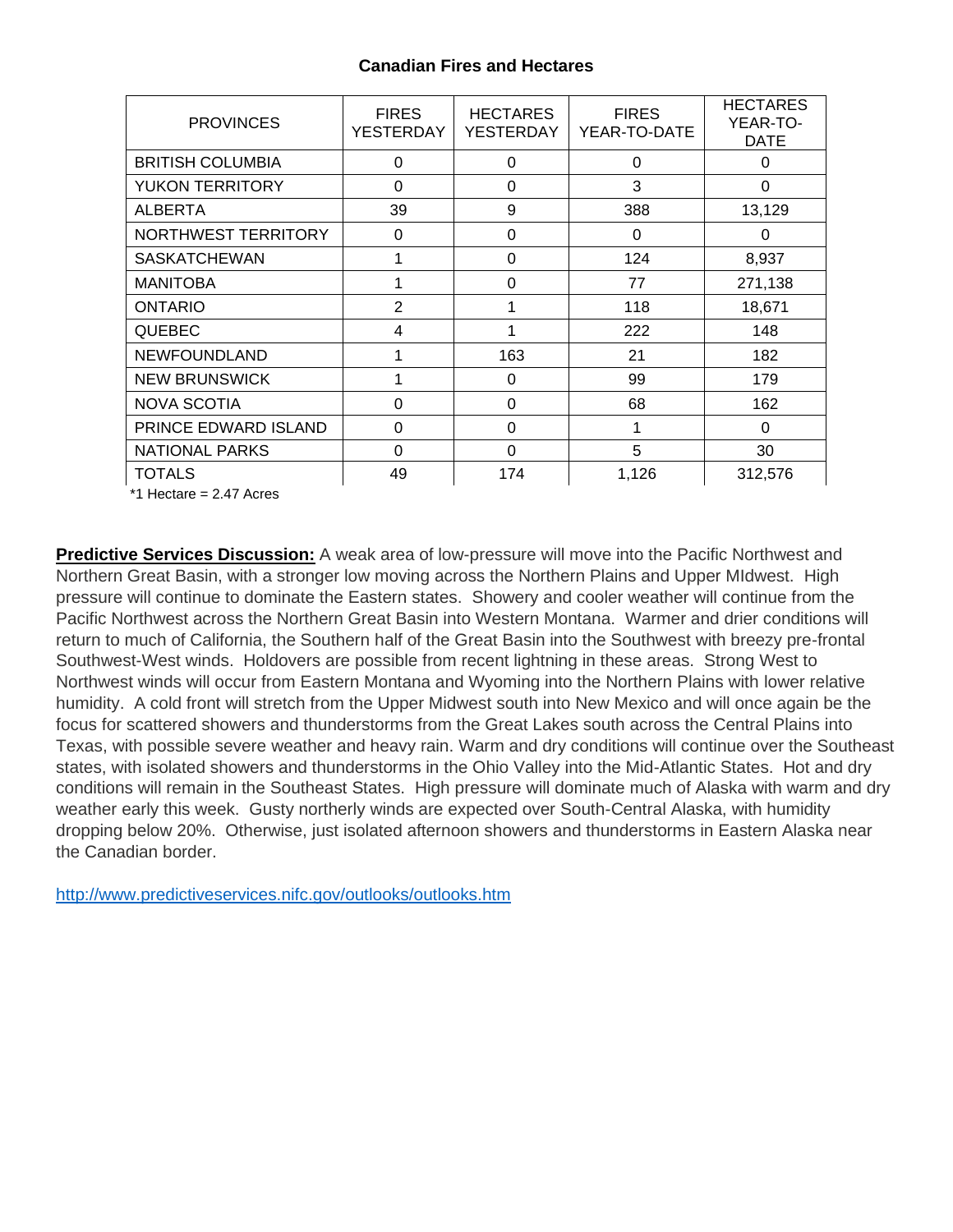**Canadian Fires and Hectares**

| PROVINCES | FIRES YESTERDAY | HECTARES YESTERDAY | FIRES YEAR-TO-DATE | HECTARES YEAR-TO-DATE |
|---|---|---|---|---|
| BRITISH COLUMBIA | 0 | 0 | 0 | 0 |
| YUKON TERRITORY | 0 | 0 | 3 | 0 |
| ALBERTA | 39 | 9 | 388 | 13,129 |
| NORTHWEST TERRITORY | 0 | 0 | 0 | 0 |
| SASKATCHEWAN | 1 | 0 | 124 | 8,937 |
| MANITOBA | 1 | 0 | 77 | 271,138 |
| ONTARIO | 2 | 1 | 118 | 18,671 |
| QUEBEC | 4 | 1 | 222 | 148 |
| NEWFOUNDLAND | 1 | 163 | 21 | 182 |
| NEW BRUNSWICK | 1 | 0 | 99 | 179 |
| NOVA SCOTIA | 0 | 0 | 68 | 162 |
| PRINCE EDWARD ISLAND | 0 | 0 | 1 | 0 |
| NATIONAL PARKS | 0 | 0 | 5 | 30 |
| TOTALS | 49 | 174 | 1,126 | 312,576 |

*1 Hectare = 2.47 Acres

**Predictive Services Discussion:** A weak area of low-pressure will move into the Pacific Northwest and Northern Great Basin, with a stronger low moving across the Northern Plains and Upper MIdwest. High pressure will continue to dominate the Eastern states. Showery and cooler weather will continue from the Pacific Northwest across the Northern Great Basin into Western Montana. Warmer and drier conditions will return to much of California, the Southern half of the Great Basin into the Southwest with breezy pre-frontal Southwest-West winds. Holdovers are possible from recent lightning in these areas. Strong West to Northwest winds will occur from Eastern Montana and Wyoming into the Northern Plains with lower relative humidity. A cold front will stretch from the Upper Midwest south into New Mexico and will once again be the focus for scattered showers and thunderstorms from the Great Lakes south across the Central Plains into Texas, with possible severe weather and heavy rain. Warm and dry conditions will continue over the Southeast states, with isolated showers and thunderstorms in the Ohio Valley into the Mid-Atlantic States. Hot and dry conditions will remain in the Southeast States. High pressure will dominate much of Alaska with warm and dry weather early this week. Gusty northerly winds are expected over South-Central Alaska, with humidity dropping below 20%. Otherwise, just isolated afternoon showers and thunderstorms in Eastern Alaska near the Canadian border.

http://www.predictiveservices.nifc.gov/outlooks/outlooks.htm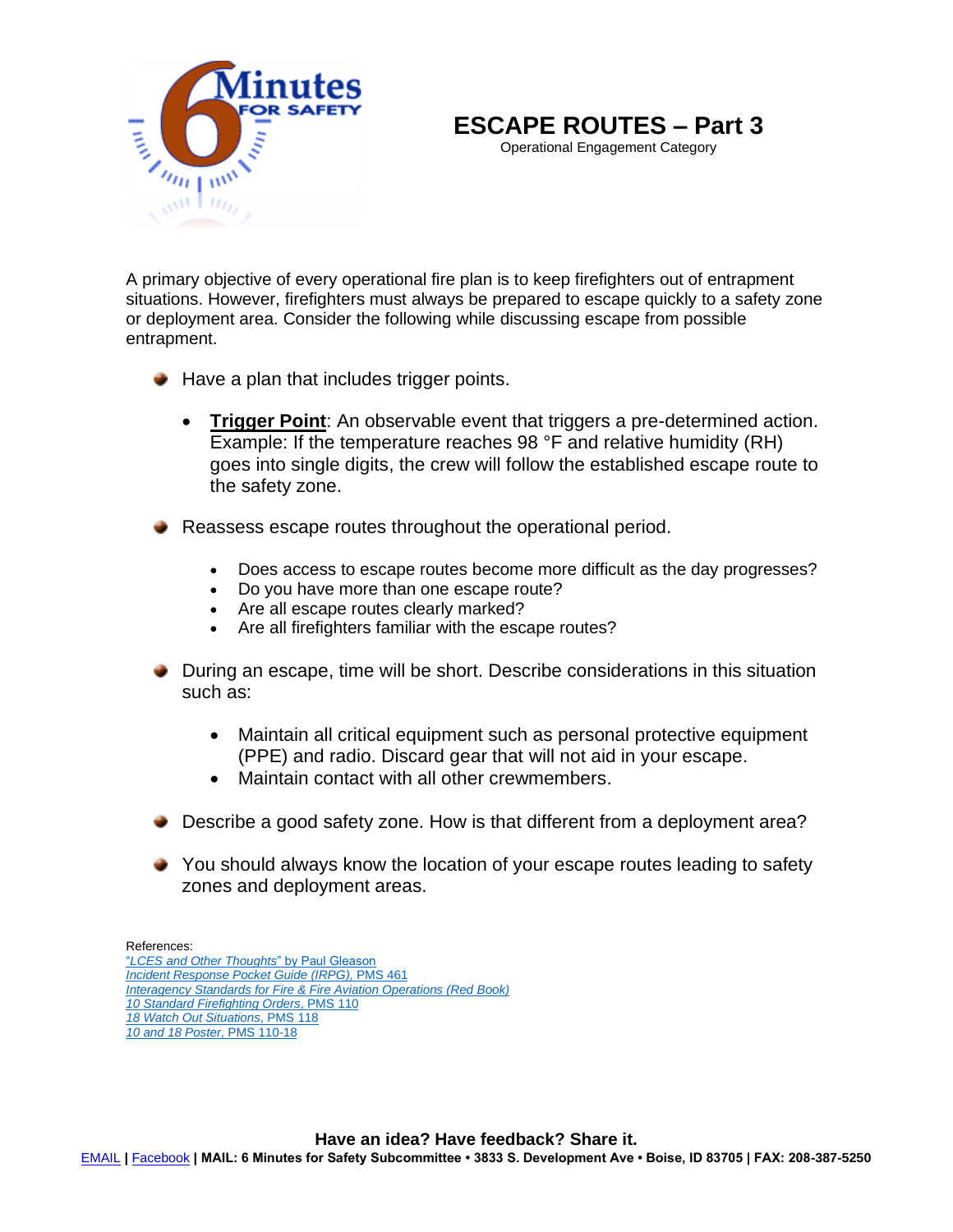# ESCAPE ROUTES – Part 3

Operational Engagement Category

A primary objective of every operational fire plan is to keep firefighters out of entrapment situations. However, firefighters must always be prepared to escape quickly to a safety zone or deployment area. Consider the following while discussing escape from possible entrapment.

- Have a plan that includes trigger points.
  - **Trigger Point**: An observable event that triggers a pre-determined action. Example: If the temperature reaches 98 °F and relative humidity (RH) goes into single digits, the crew will follow the established escape route to the safety zone.
- Reassess escape routes throughout the operational period.
  - Does access to escape routes become more difficult as the day progresses?
  - Do you have more than one escape route?
  - Are all escape routes clearly marked?
  - Are all firefighters familiar with the escape routes?
- During an escape, time will be short. Describe considerations in this situation such as:
  - Maintain all critical equipment such as personal protective equipment (PPE) and radio. Discard gear that will not aid in your escape.
  - Maintain contact with all other crewmembers.
- Describe a good safety zone. How is that different from a deployment area?
- You should always know the location of your escape routes leading to safety zones and deployment areas.

References:
*"LCES and Other Thoughts"* by Paul Gleason
*Incident Response Pocket Guide (IRPG)*, PMS 461
*Interagency Standards for Fire & Fire Aviation Operations (Red Book)*
*10 Standard Firefighting Orders*, PMS 110
*18 Watch Out Situations*, PMS 118
*10 and 18 Poster*, PMS 110-18

**Have an idea? Have feedback? Share it.**
EMAIL | Facebook | **MAIL: 6 Minutes for Safety Subcommittee • 3833 S. Development Ave • Boise, ID 83705 | FAX: 208-387-5250**